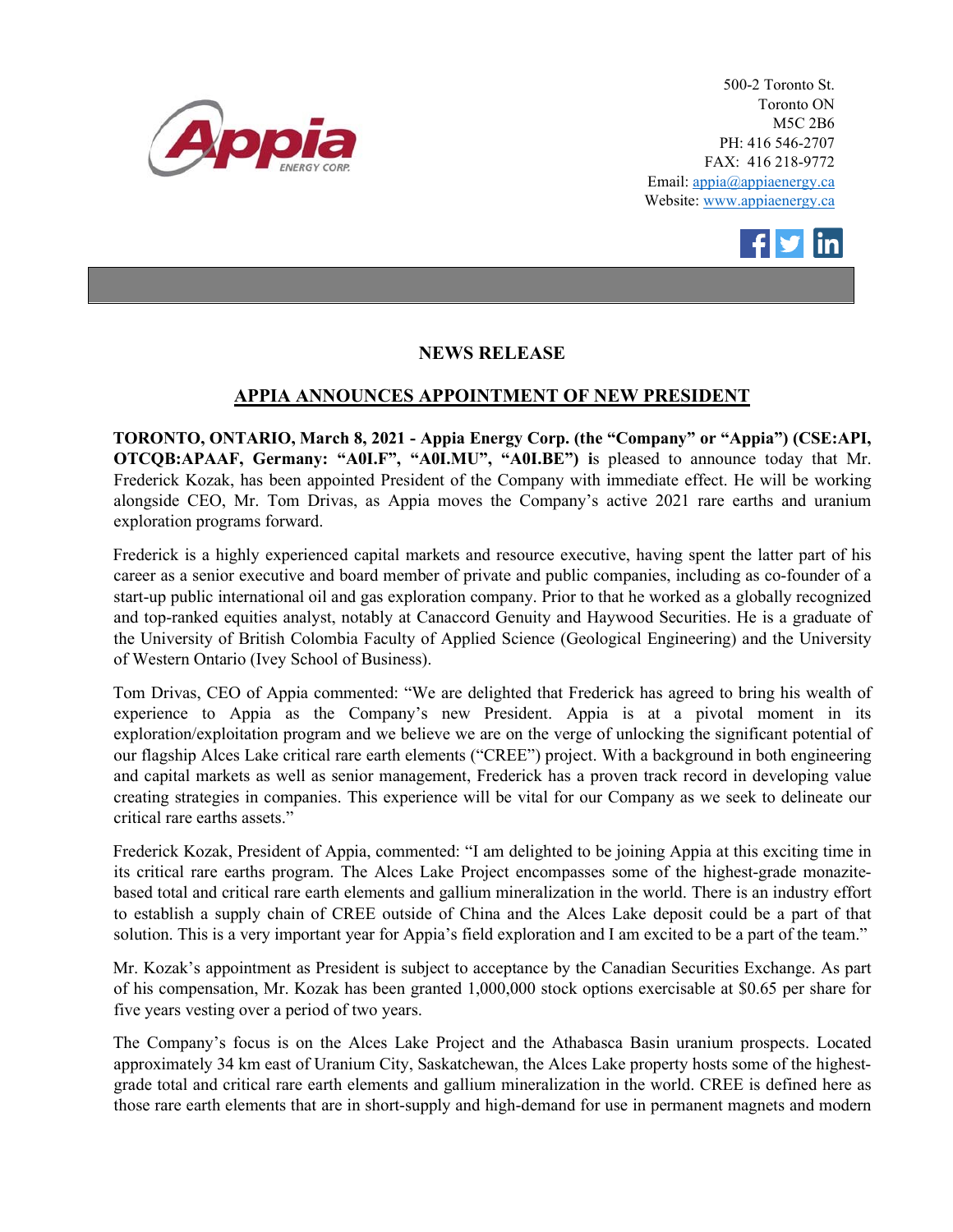Appia ENERGY CORP.

500-2 Toronto St.
Toronto ON
M5C 2B6
PH: 416 546-2707
FAX: 416 218-9772
Email: appia@appiaenergy.ca
Website: www.appiaenergy.ca

## NEWS RELEASE

## APPIA ANNOUNCES APPOINTMENT OF NEW PRESIDENT

**TORONTO, ONTARIO, March 8, 2021 - Appia Energy Corp. (the "Company" or "Appia") (CSE:API, OTCQB:APAAF, Germany: "A0I.F", "A0I.MU", "A0I.BE") i**s pleased to announce today that Mr. Frederick Kozak, has been appointed President of the Company with immediate effect. He will be working alongside CEO, Mr. Tom Drivas, as Appia moves the Company's active 2021 rare earths and uranium exploration programs forward.

Frederick is a highly experienced capital markets and resource executive, having spent the latter part of his career as a senior executive and board member of private and public companies, including as co-founder of a start-up public international oil and gas exploration company. Prior to that he worked as a globally recognized and top-ranked equities analyst, notably at Canaccord Genuity and Haywood Securities. He is a graduate of the University of British Colombia Faculty of Applied Science (Geological Engineering) and the University of Western Ontario (Ivey School of Business).

Tom Drivas, CEO of Appia commented: "We are delighted that Frederick has agreed to bring his wealth of experience to Appia as the Company's new President. Appia is at a pivotal moment in its exploration/exploitation program and we believe we are on the verge of unlocking the significant potential of our flagship Alces Lake critical rare earth elements ("CREE") project. With a background in both engineering and capital markets as well as senior management, Frederick has a proven track record in developing value creating strategies in companies. This experience will be vital for our Company as we seek to delineate our critical rare earths assets."

Frederick Kozak, President of Appia, commented: "I am delighted to be joining Appia at this exciting time in its critical rare earths program. The Alces Lake Project encompasses some of the highest-grade monazite-based total and critical rare earth elements and gallium mineralization in the world. There is an industry effort to establish a supply chain of CREE outside of China and the Alces Lake deposit could be a part of that solution. This is a very important year for Appia's field exploration and I am excited to be a part of the team."

Mr. Kozak's appointment as President is subject to acceptance by the Canadian Securities Exchange. As part of his compensation, Mr. Kozak has been granted 1,000,000 stock options exercisable at $0.65 per share for five years vesting over a period of two years.

The Company's focus is on the Alces Lake Project and the Athabasca Basin uranium prospects. Located approximately 34 km east of Uranium City, Saskatchewan, the Alces Lake property hosts some of the highest-grade total and critical rare earth elements and gallium mineralization in the world. CREE is defined here as those rare earth elements that are in short-supply and high-demand for use in permanent magnets and modern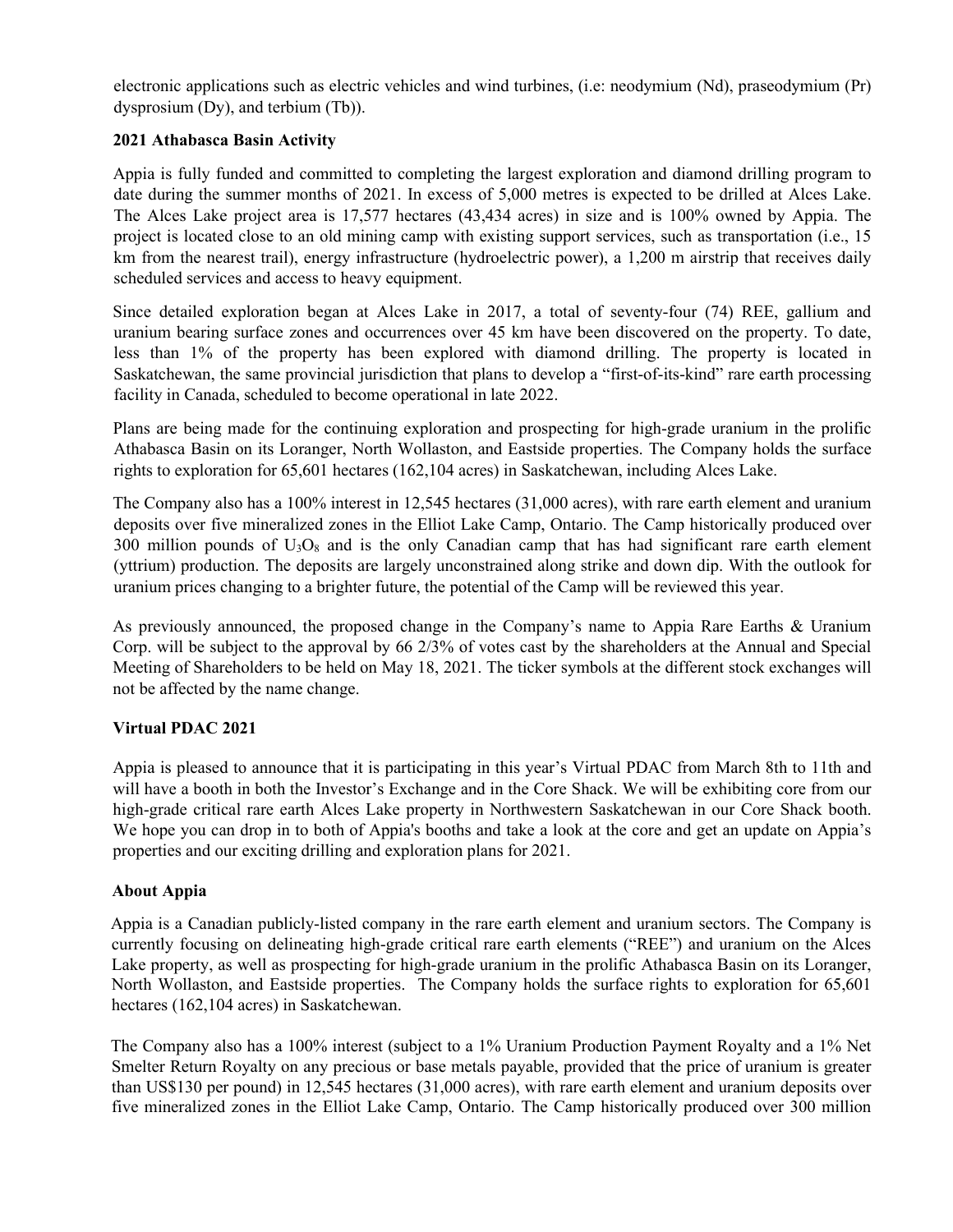electronic applications such as electric vehicles and wind turbines, (i.e: neodymium (Nd), praseodymium (Pr) dysprosium (Dy), and terbium (Tb)).

**2021 Athabasca Basin Activity**

Appia is fully funded and committed to completing the largest exploration and diamond drilling program to date during the summer months of 2021. In excess of 5,000 metres is expected to be drilled at Alces Lake. The Alces Lake project area is 17,577 hectares (43,434 acres) in size and is 100% owned by Appia. The project is located close to an old mining camp with existing support services, such as transportation (i.e., 15 km from the nearest trail), energy infrastructure (hydroelectric power), a 1,200 m airstrip that receives daily scheduled services and access to heavy equipment.

Since detailed exploration began at Alces Lake in 2017, a total of seventy-four (74) REE, gallium and uranium bearing surface zones and occurrences over 45 km have been discovered on the property. To date, less than 1% of the property has been explored with diamond drilling. The property is located in Saskatchewan, the same provincial jurisdiction that plans to develop a "first-of-its-kind" rare earth processing facility in Canada, scheduled to become operational in late 2022.

Plans are being made for the continuing exploration and prospecting for high-grade uranium in the prolific Athabasca Basin on its Loranger, North Wollaston, and Eastside properties. The Company holds the surface rights to exploration for 65,601 hectares (162,104 acres) in Saskatchewan, including Alces Lake.

The Company also has a 100% interest in 12,545 hectares (31,000 acres), with rare earth element and uranium deposits over five mineralized zones in the Elliot Lake Camp, Ontario. The Camp historically produced over 300 million pounds of $U_3O_8$ and is the only Canadian camp that has had significant rare earth element (yttrium) production. The deposits are largely unconstrained along strike and down dip. With the outlook for uranium prices changing to a brighter future, the potential of the Camp will be reviewed this year.

As previously announced, the proposed change in the Company's name to Appia Rare Earths & Uranium Corp. will be subject to the approval by 66 2/3% of votes cast by the shareholders at the Annual and Special Meeting of Shareholders to be held on May 18, 2021. The ticker symbols at the different stock exchanges will not be affected by the name change.

**Virtual PDAC 2021**

Appia is pleased to announce that it is participating in this year's Virtual PDAC from March 8th to 11th and will have a booth in both the Investor's Exchange and in the Core Shack. We will be exhibiting core from our high-grade critical rare earth Alces Lake property in Northwestern Saskatchewan in our Core Shack booth. We hope you can drop in to both of Appia's booths and take a look at the core and get an update on Appia's properties and our exciting drilling and exploration plans for 2021.

**About Appia**

Appia is a Canadian publicly-listed company in the rare earth element and uranium sectors. The Company is currently focusing on delineating high-grade critical rare earth elements ("REE") and uranium on the Alces Lake property, as well as prospecting for high-grade uranium in the prolific Athabasca Basin on its Loranger, North Wollaston, and Eastside properties. The Company holds the surface rights to exploration for 65,601 hectares (162,104 acres) in Saskatchewan.

The Company also has a 100% interest (subject to a 1% Uranium Production Payment Royalty and a 1% Net Smelter Return Royalty on any precious or base metals payable, provided that the price of uranium is greater than US$130 per pound) in 12,545 hectares (31,000 acres), with rare earth element and uranium deposits over five mineralized zones in the Elliot Lake Camp, Ontario. The Camp historically produced over 300 million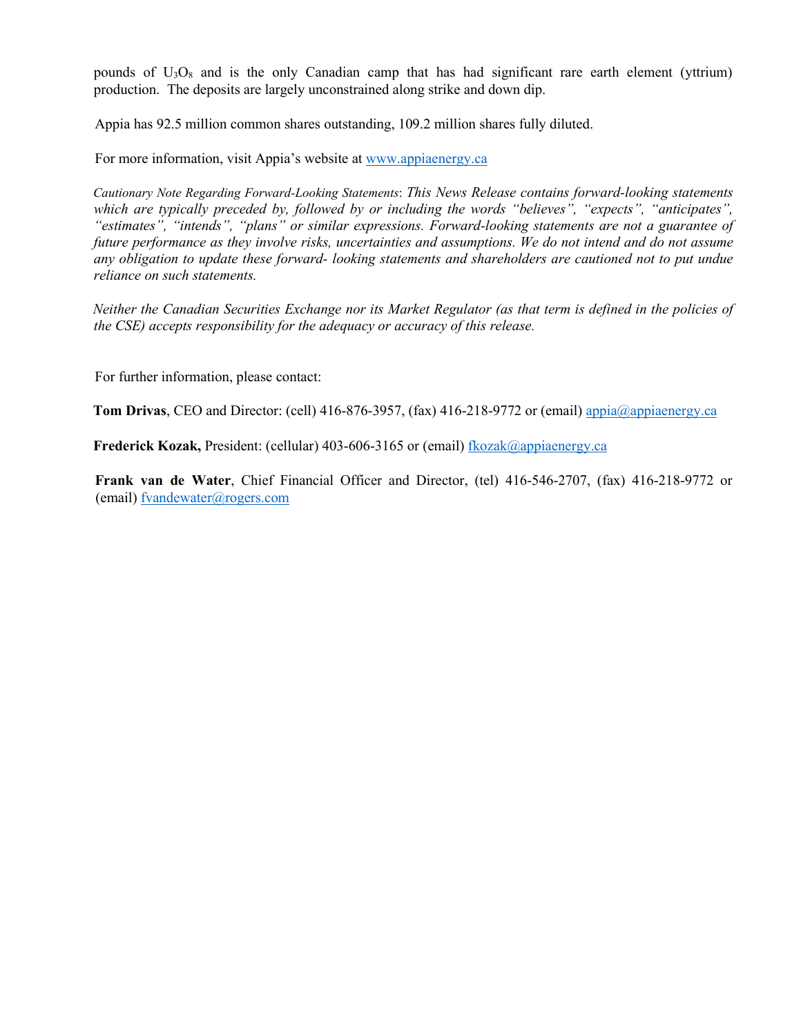pounds of $U_3O_8$ and is the only Canadian camp that has had significant rare earth element (yttrium) production. The deposits are largely unconstrained along strike and down dip.

Appia has 92.5 million common shares outstanding, 109.2 million shares fully diluted.

For more information, visit Appia's website at [www.appiaenergy.ca](http://www.appiaenergy.ca)

*Cautionary Note Regarding Forward-Looking Statements: This News Release contains forward-looking statements which are typically preceded by, followed by or including the words "believes", "expects", "anticipates", "estimates", "intends", "plans" or similar expressions. Forward-looking statements are not a guarantee of future performance as they involve risks, uncertainties and assumptions. We do not intend and do not assume any obligation to update these forward- looking statements and shareholders are cautioned not to put undue reliance on such statements.*

*Neither the Canadian Securities Exchange nor its Market Regulator (as that term is defined in the policies of the CSE) accepts responsibility for the adequacy or accuracy of this release.*

For further information, please contact:

**Tom Drivas**, CEO and Director: (cell) 416-876-3957, (fax) 416-218-9772 or (email) [appia@appiaenergy.ca](mailto:appia@appiaenergy.ca)

**Frederick Kozak,** President: (cellular) 403-606-3165 or (email) [fkozak@appiaenergy.ca](mailto:fkozak@appiaenergy.ca)

**Frank van de Water**, Chief Financial Officer and Director, (tel) 416-546-2707, (fax) 416-218-9772 or (email) [fvandewater@rogers.com](mailto:fvandewater@rogers.com)